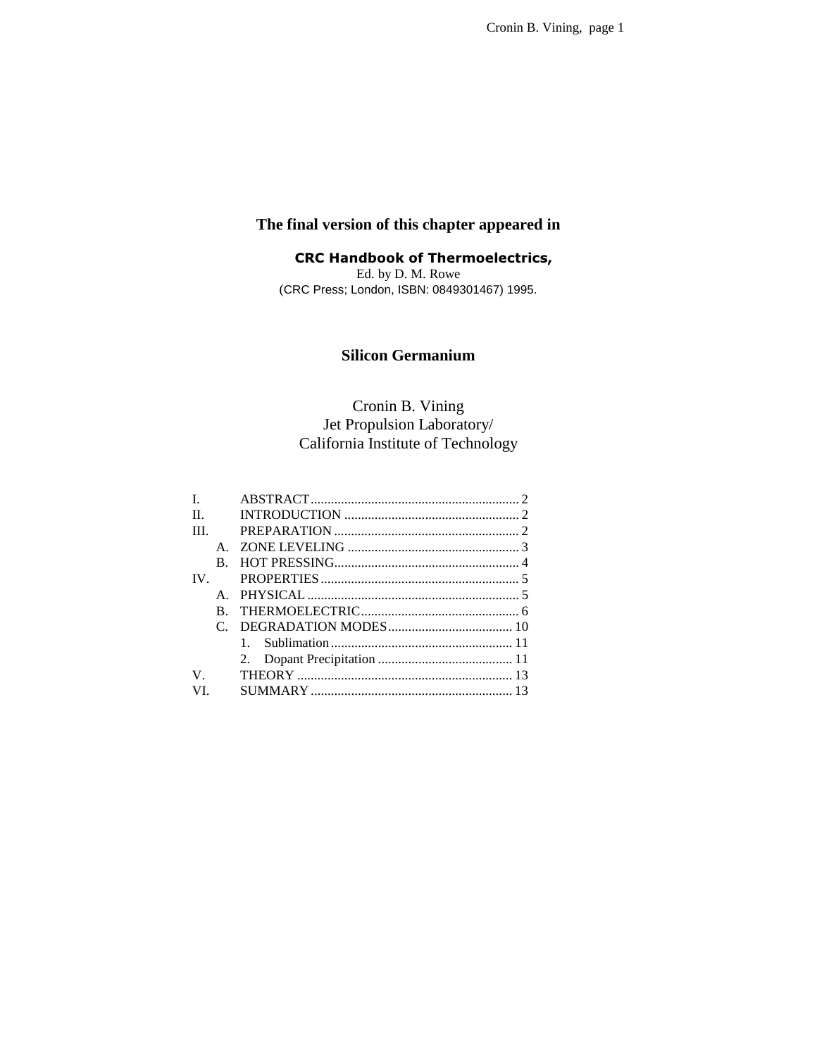**The final version of this chapter appeared in**

**CRC Handbook of Thermoelectrics,**
Ed. by D. M. Rowe
(CRC Press; London, ISBN: 0849301467) 1995.

# Silicon Germanium

Cronin B. Vining
Jet Propulsion Laboratory/
California Institute of Technology

I. ABSTRACT .......... 2
II. INTRODUCTION .......... 2
III. PREPARATION .......... 2
  A. ZONE LEVELING .......... 3
  B. HOT PRESSING .......... 4
IV. PROPERTIES .......... 5
  A. PHYSICAL .......... 5
  B. THERMOELECTRIC .......... 6
  C. DEGRADATION MODES .......... 10
    1. Sublimation .......... 11
    2. Dopant Precipitation .......... 11
V. THEORY .......... 13
VI. SUMMARY .......... 13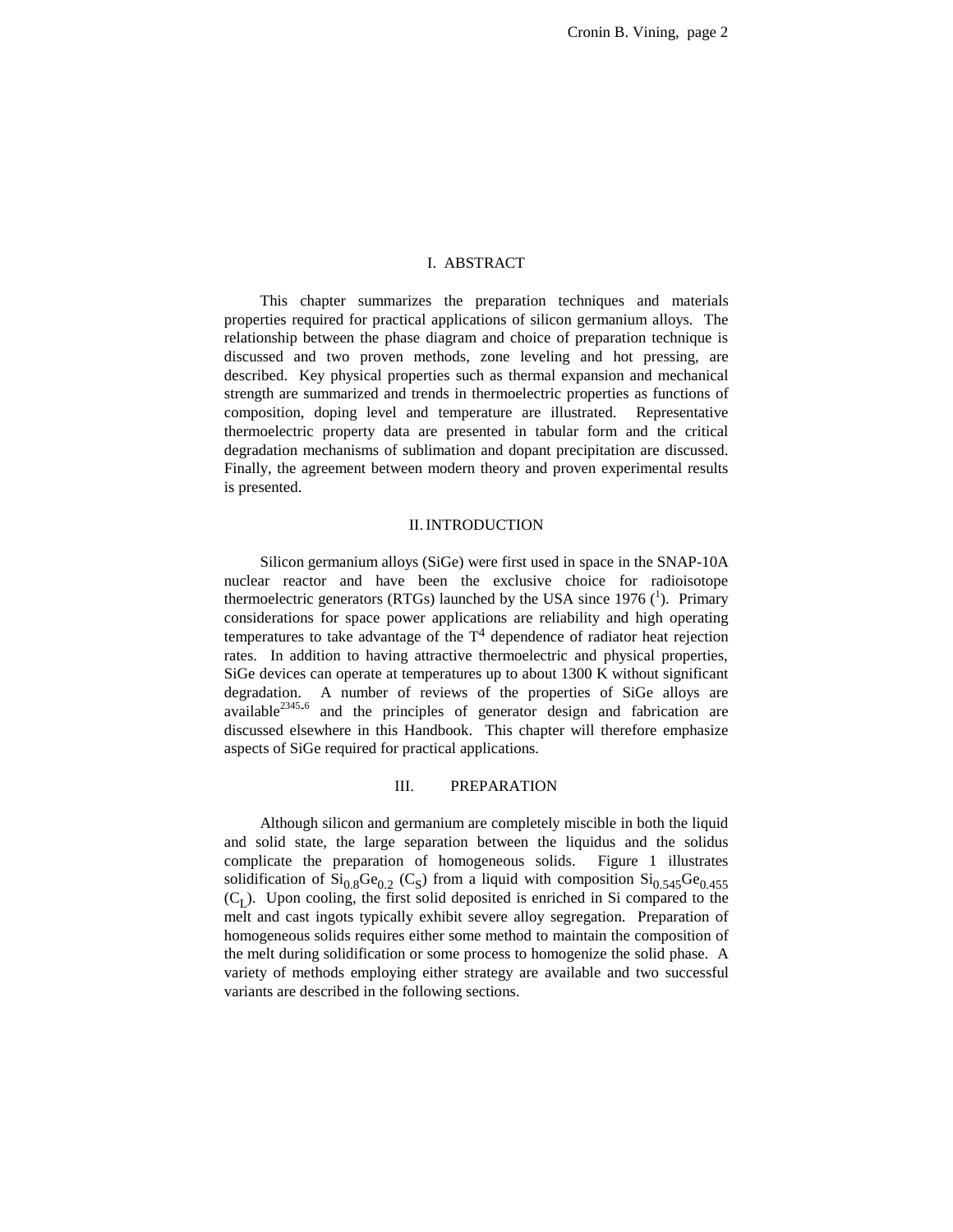## I. ABSTRACT

This chapter summarizes the preparation techniques and materials properties required for practical applications of silicon germanium alloys. The relationship between the phase diagram and choice of preparation technique is discussed and two proven methods, zone leveling and hot pressing, are described. Key physical properties such as thermal expansion and mechanical strength are summarized and trends in thermoelectric properties as functions of composition, doping level and temperature are illustrated. Representative thermoelectric property data are presented in tabular form and the critical degradation mechanisms of sublimation and dopant precipitation are discussed. Finally, the agreement between modern theory and proven experimental results is presented.

## II. INTRODUCTION

Silicon germanium alloys (SiGe) were first used in space in the SNAP-10A nuclear reactor and have been the exclusive choice for radioisotope thermoelectric generators (RTGs) launched by the USA since 1976 ([1]). Primary considerations for space power applications are reliability and high operating temperatures to take advantage of the $T^4$ dependence of radiator heat rejection rates. In addition to having attractive thermoelectric and physical properties, SiGe devices can operate at temperatures up to about 1300 K without significant degradation. A number of reviews of the properties of SiGe alloys are available[2345-6] and the principles of generator design and fabrication are discussed elsewhere in this Handbook. This chapter will therefore emphasize aspects of SiGe required for practical applications.

## III. PREPARATION

Although silicon and germanium are completely miscible in both the liquid and solid state, the large separation between the liquidus and the solidus complicate the preparation of homogeneous solids. Figure 1 illustrates solidification of $Si_{0.8}Ge_{0.2}$ ($C_S$) from a liquid with composition $Si_{0.545}Ge_{0.455}$ ($C_L$). Upon cooling, the first solid deposited is enriched in Si compared to the melt and cast ingots typically exhibit severe alloy segregation. Preparation of homogeneous solids requires either some method to maintain the composition of the melt during solidification or some process to homogenize the solid phase. A variety of methods employing either strategy are available and two successful variants are described in the following sections.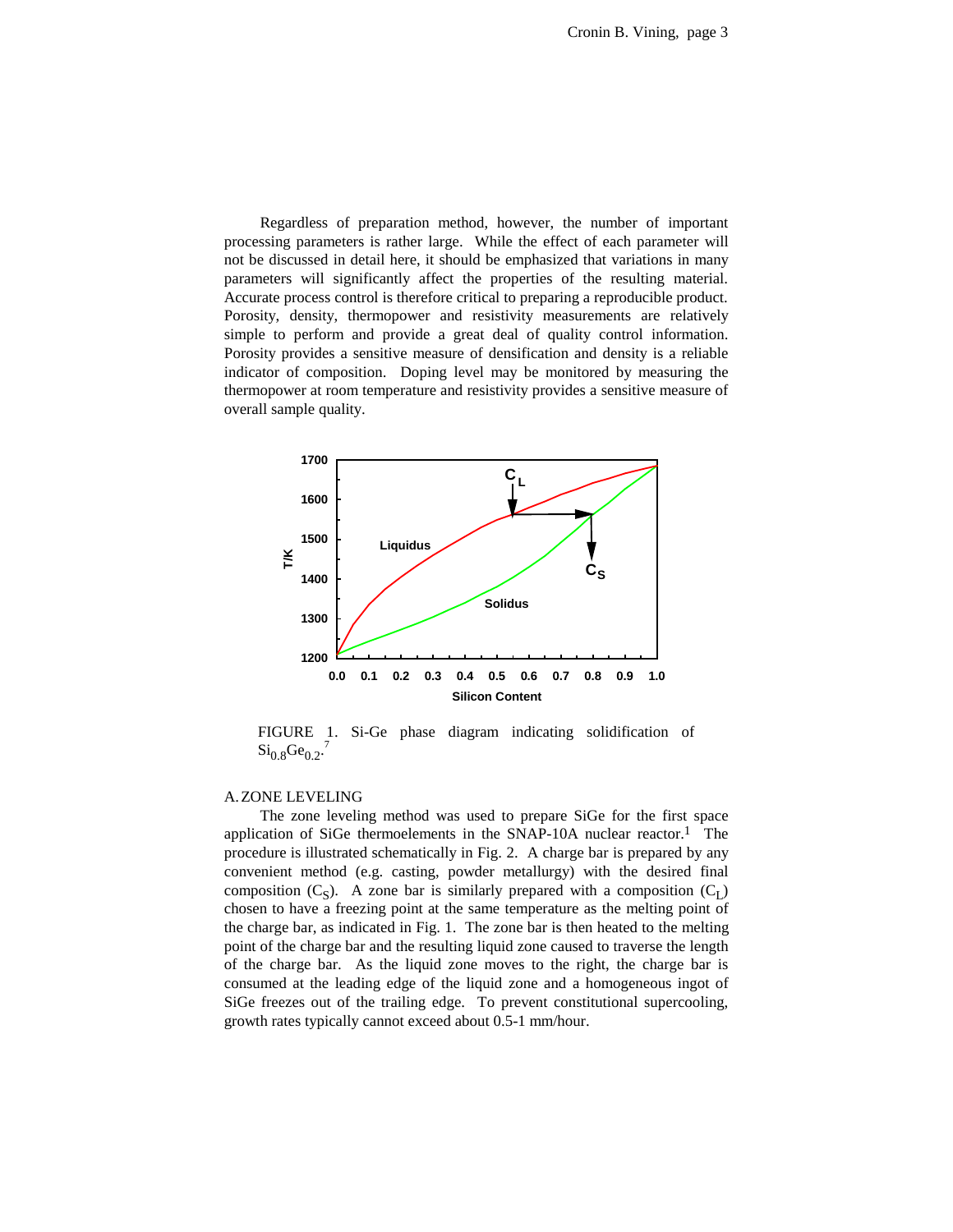Regardless of preparation method, however, the number of important processing parameters is rather large. While the effect of each parameter will not be discussed in detail here, it should be emphasized that variations in many parameters will significantly affect the properties of the resulting material. Accurate process control is therefore critical to preparing a reproducible product. Porosity, density, thermopower and resistivity measurements are relatively simple to perform and provide a great deal of quality control information. Porosity provides a sensitive measure of densification and density is a reliable indicator of composition. Doping level may be monitored by measuring the thermopower at room temperature and resistivity provides a sensitive measure of overall sample quality.

FIGURE 1. Si-Ge phase diagram indicating solidification of $Si_{0.8}Ge_{0.2}$.[7]

## A. ZONE LEVELING

The zone leveling method was used to prepare SiGe for the first space application of SiGe thermoelements in the SNAP-10A nuclear reactor.[1] The procedure is illustrated schematically in Fig. 2. A charge bar is prepared by any convenient method (e.g. casting, powder metallurgy) with the desired final composition ($C_S$). A zone bar is similarly prepared with a composition ($C_L$) chosen to have a freezing point at the same temperature as the melting point of the charge bar, as indicated in Fig. 1. The zone bar is then heated to the melting point of the charge bar and the resulting liquid zone caused to traverse the length of the charge bar. As the liquid zone moves to the right, the charge bar is consumed at the leading edge of the liquid zone and a homogeneous ingot of SiGe freezes out of the trailing edge. To prevent constitutional supercooling, growth rates typically cannot exceed about 0.5-1 mm/hour.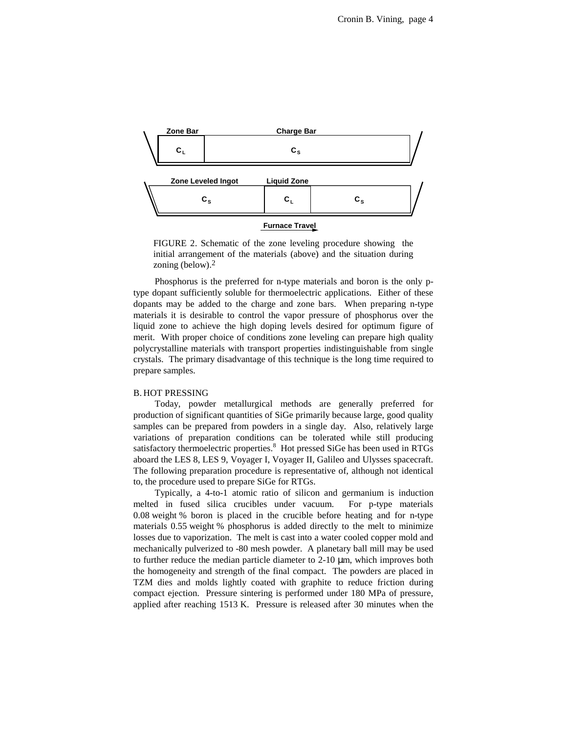Zone Bar | Charge Bar

$C_L$ | $C_S$

Zone Leveled Ingot | Liquid Zone

$C_S$ | $C_L$ | $C_S$

Furnace Travel

FIGURE 2. Schematic of the zone leveling procedure showing the initial arrangement of the materials (above) and the situation during zoning (below).[2]

Phosphorus is the preferred for n-type materials and boron is the only p-type dopant sufficiently soluble for thermoelectric applications. Either of these dopants may be added to the charge and zone bars. When preparing n-type materials it is desirable to control the vapor pressure of phosphorus over the liquid zone to achieve the high doping levels desired for optimum figure of merit. With proper choice of conditions zone leveling can prepare high quality polycrystalline materials with transport properties indistinguishable from single crystals. The primary disadvantage of this technique is the long time required to prepare samples.

## B. HOT PRESSING

Today, powder metallurgical methods are generally preferred for production of significant quantities of SiGe primarily because large, good quality samples can be prepared from powders in a single day. Also, relatively large variations of preparation conditions can be tolerated while still producing satisfactory thermoelectric properties.[8] Hot pressed SiGe has been used in RTGs aboard the LES 8, LES 9, Voyager I, Voyager II, Galileo and Ulysses spacecraft. The following preparation procedure is representative of, although not identical to, the procedure used to prepare SiGe for RTGs.

Typically, a 4-to-1 atomic ratio of silicon and germanium is induction melted in fused silica crucibles under vacuum. For p-type materials 0.08 weight % boron is placed in the crucible before heating and for n-type materials 0.55 weight % phosphorus is added directly to the melt to minimize losses due to vaporization. The melt is cast into a water cooled copper mold and mechanically pulverized to -80 mesh powder. A planetary ball mill may be used to further reduce the median particle diameter to 2-10 μm, which improves both the homogeneity and strength of the final compact. The powders are placed in TZM dies and molds lightly coated with graphite to reduce friction during compact ejection. Pressure sintering is performed under 180 MPa of pressure, applied after reaching 1513 K. Pressure is released after 30 minutes when the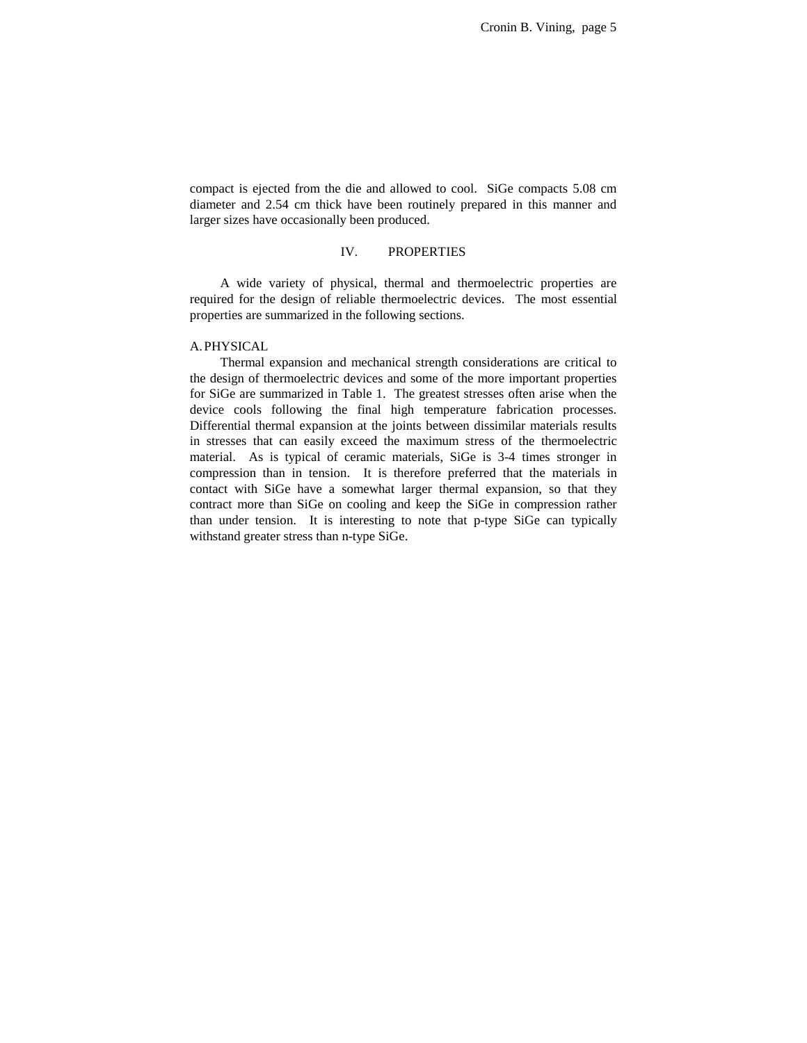compact is ejected from the die and allowed to cool. SiGe compacts 5.08 cm diameter and 2.54 cm thick have been routinely prepared in this manner and larger sizes have occasionally been produced.

## IV. PROPERTIES

A wide variety of physical, thermal and thermoelectric properties are required for the design of reliable thermoelectric devices. The most essential properties are summarized in the following sections.

### A. PHYSICAL

Thermal expansion and mechanical strength considerations are critical to the design of thermoelectric devices and some of the more important properties for SiGe are summarized in Table 1. The greatest stresses often arise when the device cools following the final high temperature fabrication processes. Differential thermal expansion at the joints between dissimilar materials results in stresses that can easily exceed the maximum stress of the thermoelectric material. As is typical of ceramic materials, SiGe is 3-4 times stronger in compression than in tension. It is therefore preferred that the materials in contact with SiGe have a somewhat larger thermal expansion, so that they contract more than SiGe on cooling and keep the SiGe in compression rather than under tension. It is interesting to note that p-type SiGe can typically withstand greater stress than n-type SiGe.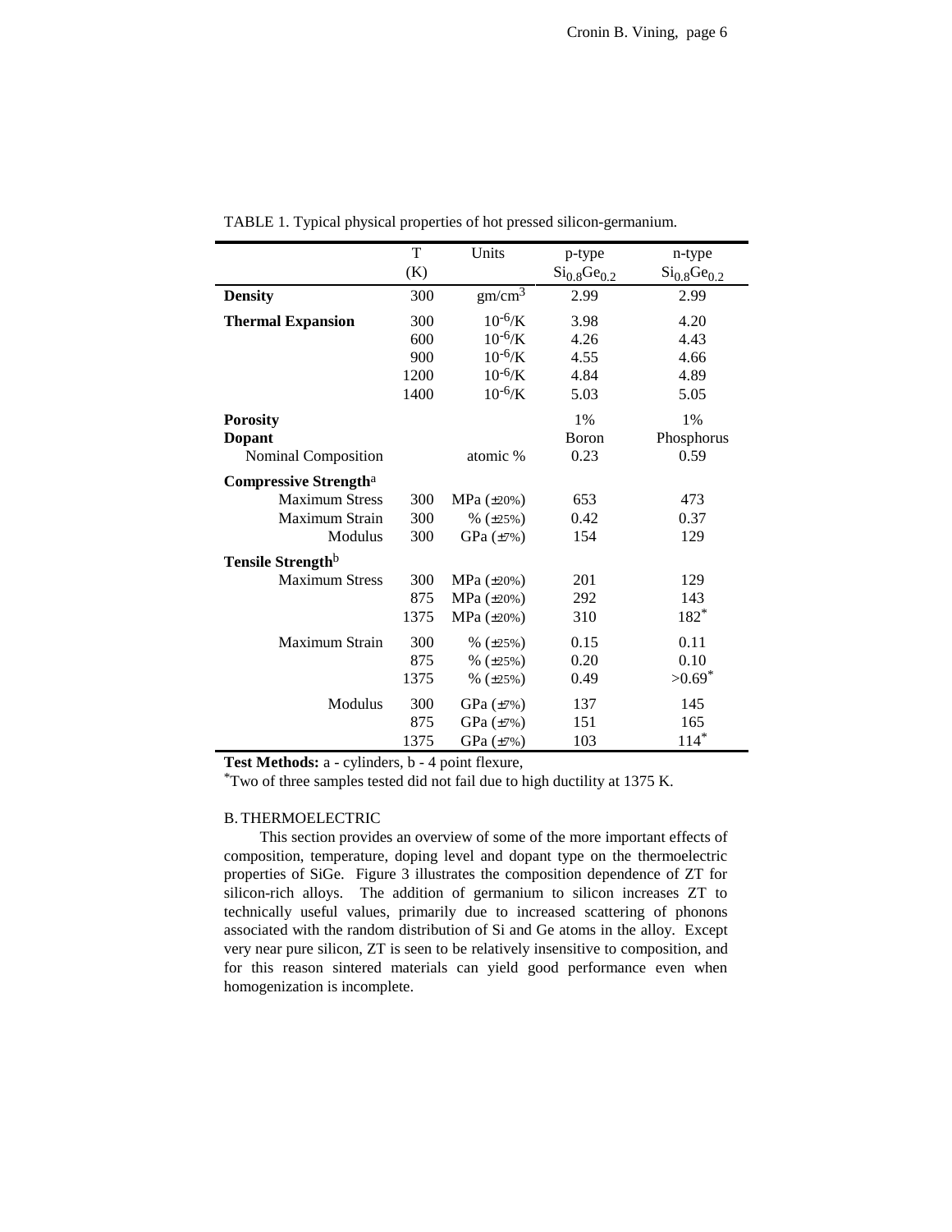TABLE 1. Typical physical properties of hot pressed silicon-germanium.

| | T (K) | Units | p-type $Si_{0.8}Ge_{0.2}$ | n-type $Si_{0.8}Ge_{0.2}$ |
|---|---|---|---|---|
| **Density** | 300 | $gm/cm^3$ | 2.99 | 2.99 |
| **Thermal Expansion** | 300 | $10^{-6}/K$ | 3.98 | 4.20 |
| | 600 | $10^{-6}/K$ | 4.26 | 4.43 |
| | 900 | $10^{-6}/K$ | 4.55 | 4.66 |
| | 1200 | $10^{-6}/K$ | 4.84 | 4.89 |
| | 1400 | $10^{-6}/K$ | 5.03 | 5.05 |
| **Porosity** | | | 1% | 1% |
| **Dopant** | | | Boron | Phosphorus |
| Nominal Composition | | atomic % | 0.23 | 0.59 |
| **Compressive Strength**[a] | | | | |
| Maximum Stress | 300 | MPa (±20%) | 653 | 473 |
| Maximum Strain | 300 | % (±25%) | 0.42 | 0.37 |
| Modulus | 300 | GPa (±7%) | 154 | 129 |
| **Tensile Strength**[b] | | | | |
| Maximum Stress | 300 | MPa (±20%) | 201 | 129 |
| | 875 | MPa (±20%) | 292 | 143 |
| | 1375 | MPa (±20%) | 310 | 182* |
| Maximum Strain | 300 | % (±25%) | 0.15 | 0.11 |
| | 875 | % (±25%) | 0.20 | 0.10 |
| | 1375 | % (±25%) | 0.49 | >0.69* |
| Modulus | 300 | GPa (±7%) | 137 | 145 |
| | 875 | GPa (±7%) | 151 | 165 |
| | 1375 | GPa (±7%) | 103 | 114* |

**Test Methods:** a - cylinders, b - 4 point flexure,
*Two of three samples tested did not fail due to high ductility at 1375 K.

### B. THERMOELECTRIC

This section provides an overview of some of the more important effects of composition, temperature, doping level and dopant type on the thermoelectric properties of SiGe. Figure 3 illustrates the composition dependence of ZT for silicon-rich alloys. The addition of germanium to silicon increases ZT to technically useful values, primarily due to increased scattering of phonons associated with the random distribution of Si and Ge atoms in the alloy. Except very near pure silicon, ZT is seen to be relatively insensitive to composition, and for this reason sintered materials can yield good performance even when homogenization is incomplete.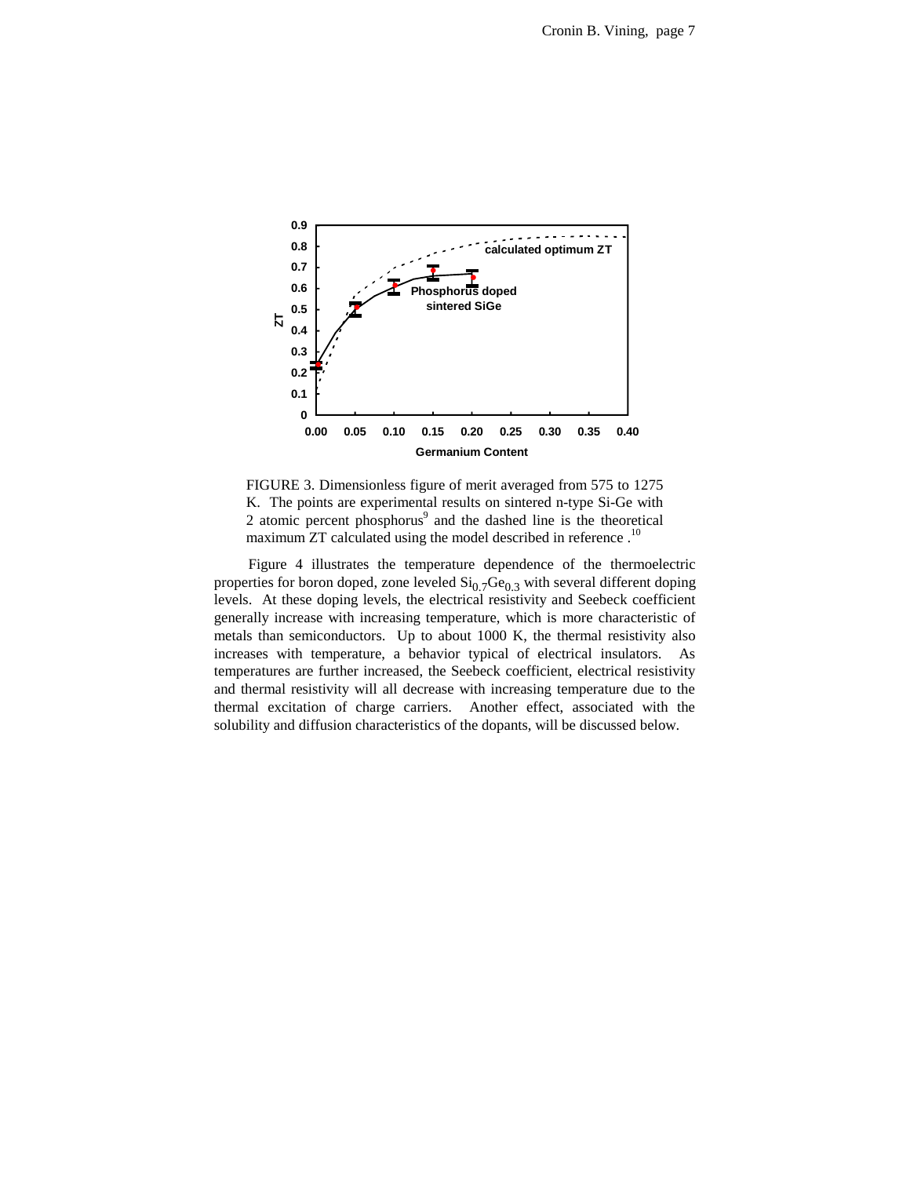FIGURE 3. Dimensionless figure of merit averaged from 575 to 1275 K. The points are experimental results on sintered n-type Si-Ge with 2 atomic percent phosphorus[9] and the dashed line is the theoretical maximum ZT calculated using the model described in reference .[10]

Figure 4 illustrates the temperature dependence of the thermoelectric properties for boron doped, zone leveled $Si_{0.7}Ge_{0.3}$ with several different doping levels. At these doping levels, the electrical resistivity and Seebeck coefficient generally increase with increasing temperature, which is more characteristic of metals than semiconductors. Up to about 1000 K, the thermal resistivity also increases with temperature, a behavior typical of electrical insulators. As temperatures are further increased, the Seebeck coefficient, electrical resistivity and thermal resistivity will all decrease with increasing temperature due to the thermal excitation of charge carriers. Another effect, associated with the solubility and diffusion characteristics of the dopants, will be discussed below.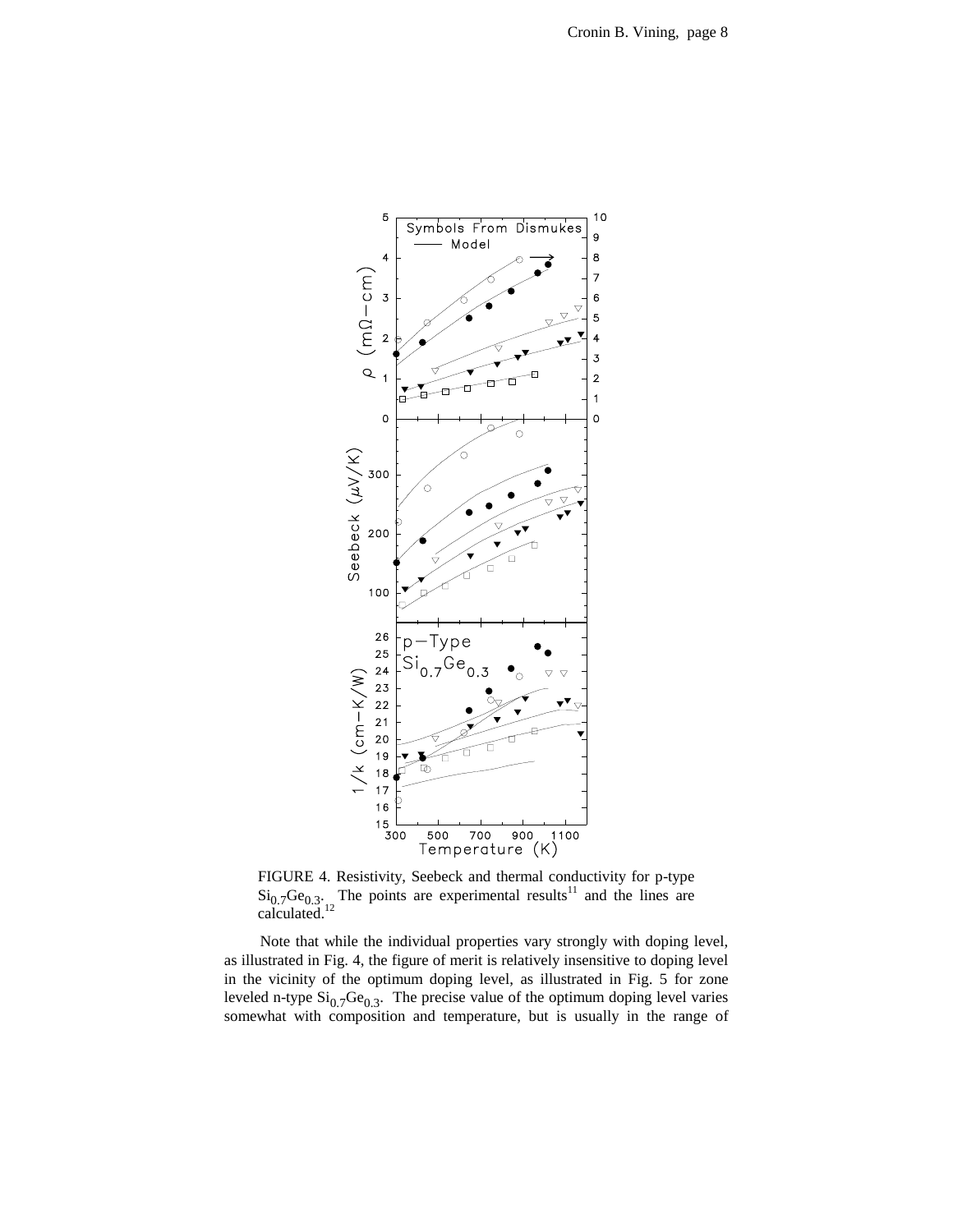FIGURE 4. Resistivity, Seebeck and thermal conductivity for p-type $Si_{0.7}Ge_{0.3}$. The points are experimental results[11] and the lines are calculated.[12]

Note that while the individual properties vary strongly with doping level, as illustrated in Fig. 4, the figure of merit is relatively insensitive to doping level in the vicinity of the optimum doping level, as illustrated in Fig. 5 for zone leveled n-type $Si_{0.7}Ge_{0.3}$. The precise value of the optimum doping level varies somewhat with composition and temperature, but is usually in the range of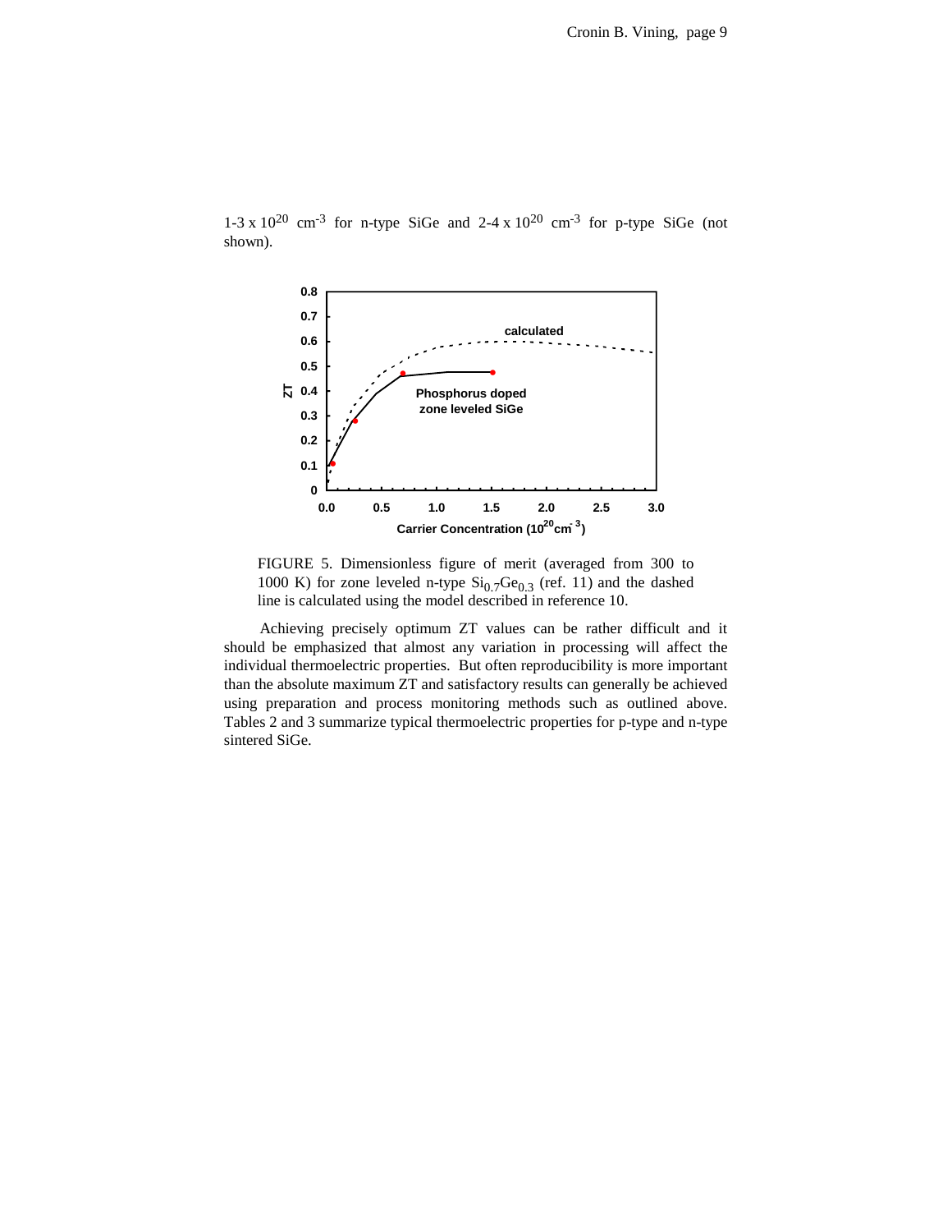1-3 x $10^{20}$ $cm^{-3}$ for n-type SiGe and 2-4 x $10^{20}$ $cm^{-3}$ for p-type SiGe (not shown).

FIGURE 5. Dimensionless figure of merit (averaged from 300 to 1000 K) for zone leveled n-type $Si_{0.7}Ge_{0.3}$ (ref. 11) and the dashed line is calculated using the model described in reference 10.

Achieving precisely optimum ZT values can be rather difficult and it should be emphasized that almost any variation in processing will affect the individual thermoelectric properties. But often reproducibility is more important than the absolute maximum ZT and satisfactory results can generally be achieved using preparation and process monitoring methods such as outlined above. Tables 2 and 3 summarize typical thermoelectric properties for p-type and n-type sintered SiGe.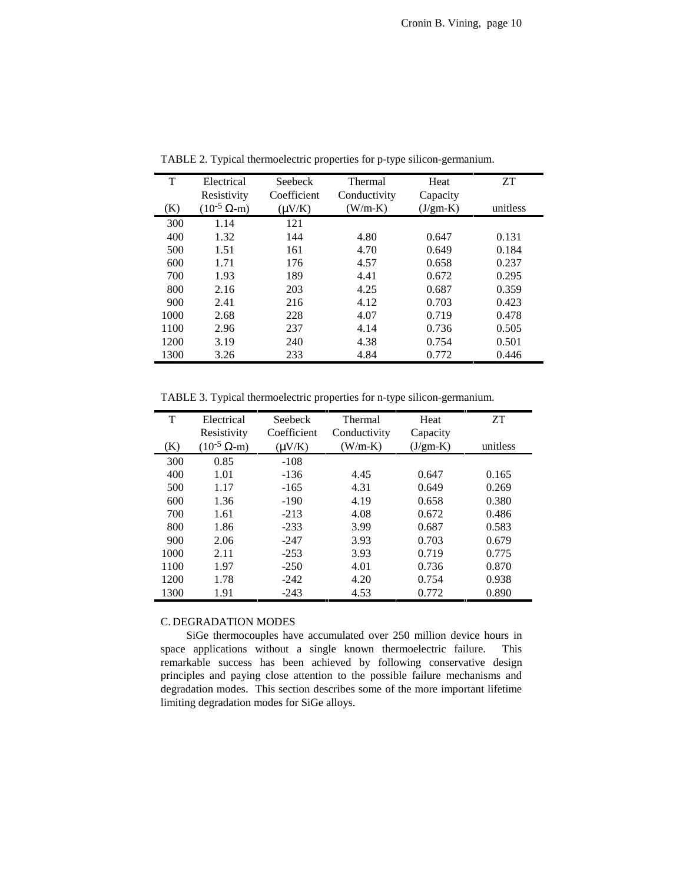TABLE 2. Typical thermoelectric properties for p-type silicon-germanium.

| T (K) | Electrical Resistivity ($10^{-5}$ Ω-m) | Seebeck Coefficient (μV/K) | Thermal Conductivity (W/m-K) | Heat Capacity (J/gm-K) | ZT unitless |
|---|---|---|---|---|---|
| 300 | 1.14 | 121 | | | |
| 400 | 1.32 | 144 | 4.80 | 0.647 | 0.131 |
| 500 | 1.51 | 161 | 4.70 | 0.649 | 0.184 |
| 600 | 1.71 | 176 | 4.57 | 0.658 | 0.237 |
| 700 | 1.93 | 189 | 4.41 | 0.672 | 0.295 |
| 800 | 2.16 | 203 | 4.25 | 0.687 | 0.359 |
| 900 | 2.41 | 216 | 4.12 | 0.703 | 0.423 |
| 1000 | 2.68 | 228 | 4.07 | 0.719 | 0.478 |
| 1100 | 2.96 | 237 | 4.14 | 0.736 | 0.505 |
| 1200 | 3.19 | 240 | 4.38 | 0.754 | 0.501 |
| 1300 | 3.26 | 233 | 4.84 | 0.772 | 0.446 |

TABLE 3. Typical thermoelectric properties for n-type silicon-germanium.

| T (K) | Electrical Resistivity ($10^{-5}$ Ω-m) | Seebeck Coefficient (μV/K) | Thermal Conductivity (W/m-K) | Heat Capacity (J/gm-K) | ZT unitless |
|---|---|---|---|---|---|
| 300 | 0.85 | -108 | | | |
| 400 | 1.01 | -136 | 4.45 | 0.647 | 0.165 |
| 500 | 1.17 | -165 | 4.31 | 0.649 | 0.269 |
| 600 | 1.36 | -190 | 4.19 | 0.658 | 0.380 |
| 700 | 1.61 | -213 | 4.08 | 0.672 | 0.486 |
| 800 | 1.86 | -233 | 3.99 | 0.687 | 0.583 |
| 900 | 2.06 | -247 | 3.93 | 0.703 | 0.679 |
| 1000 | 2.11 | -253 | 3.93 | 0.719 | 0.775 |
| 1100 | 1.97 | -250 | 4.01 | 0.736 | 0.870 |
| 1200 | 1.78 | -242 | 4.20 | 0.754 | 0.938 |
| 1300 | 1.91 | -243 | 4.53 | 0.772 | 0.890 |

### C. DEGRADATION MODES

SiGe thermocouples have accumulated over 250 million device hours in space applications without a single known thermoelectric failure. This remarkable success has been achieved by following conservative design principles and paying close attention to the possible failure mechanisms and degradation modes. This section describes some of the more important lifetime limiting degradation modes for SiGe alloys.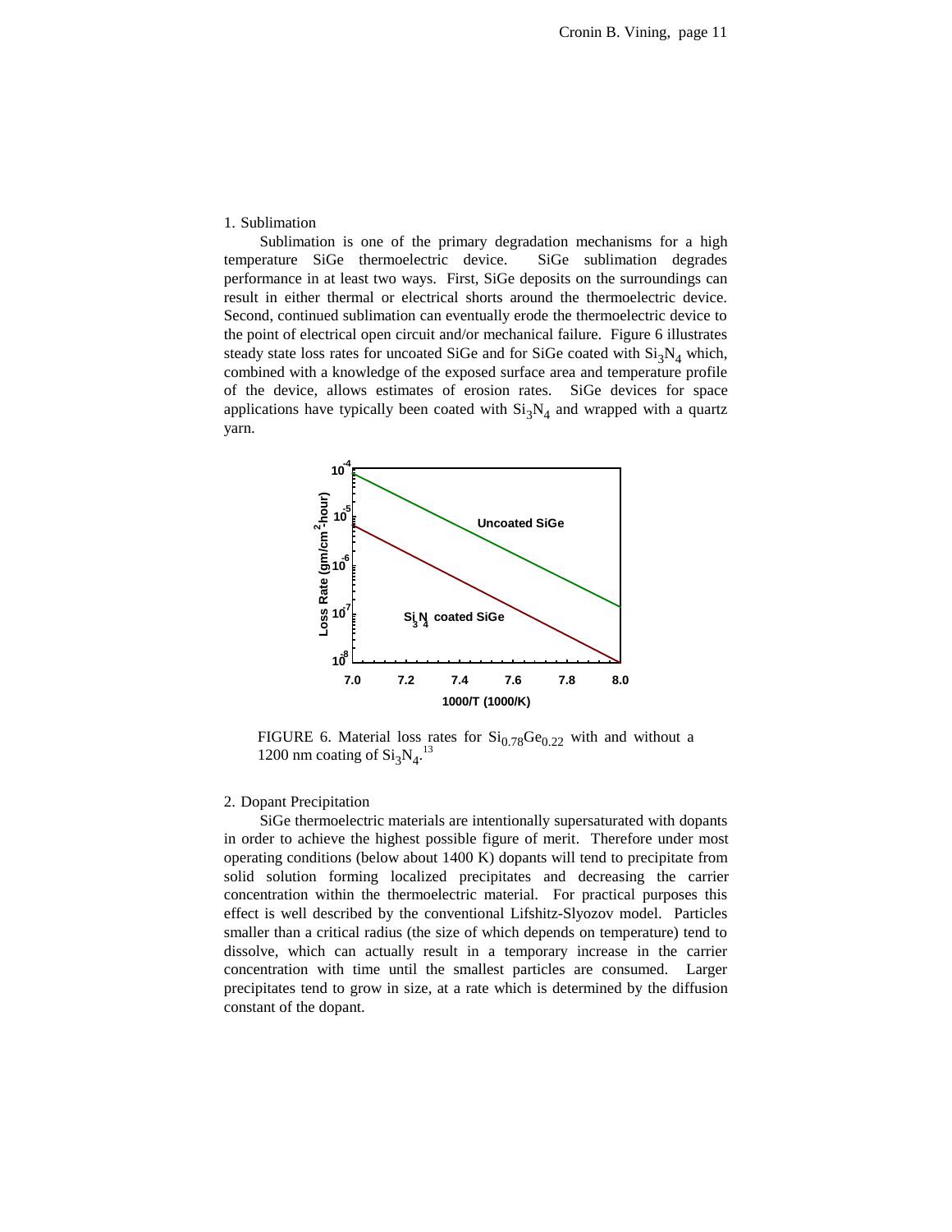1. Sublimation

Sublimation is one of the primary degradation mechanisms for a high temperature SiGe thermoelectric device. SiGe sublimation degrades performance in at least two ways. First, SiGe deposits on the surroundings can result in either thermal or electrical shorts around the thermoelectric device. Second, continued sublimation can eventually erode the thermoelectric device to the point of electrical open circuit and/or mechanical failure. Figure 6 illustrates steady state loss rates for uncoated SiGe and for SiGe coated with $Si_3N_4$ which, combined with a knowledge of the exposed surface area and temperature profile of the device, allows estimates of erosion rates. SiGe devices for space applications have typically been coated with $Si_3N_4$ and wrapped with a quartz yarn.

FIGURE 6. Material loss rates for $Si_{0.78}Ge_{0.22}$ with and without a 1200 nm coating of $Si_3N_4$.[13]

2. Dopant Precipitation

SiGe thermoelectric materials are intentionally supersaturated with dopants in order to achieve the highest possible figure of merit. Therefore under most operating conditions (below about 1400 K) dopants will tend to precipitate from solid solution forming localized precipitates and decreasing the carrier concentration within the thermoelectric material. For practical purposes this effect is well described by the conventional Lifshitz-Slyozov model. Particles smaller than a critical radius (the size of which depends on temperature) tend to dissolve, which can actually result in a temporary increase in the carrier concentration with time until the smallest particles are consumed. Larger precipitates tend to grow in size, at a rate which is determined by the diffusion constant of the dopant.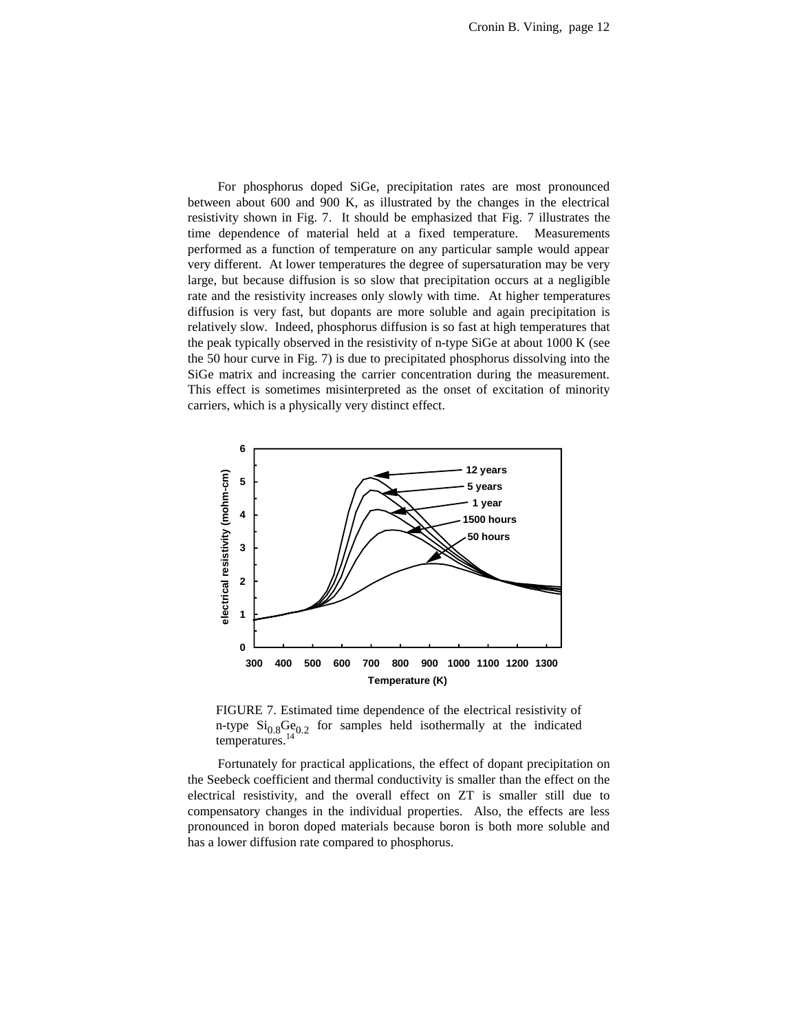For phosphorus doped SiGe, precipitation rates are most pronounced between about 600 and 900 K, as illustrated by the changes in the electrical resistivity shown in Fig. 7. It should be emphasized that Fig. 7 illustrates the time dependence of material held at a fixed temperature. Measurements performed as a function of temperature on any particular sample would appear very different. At lower temperatures the degree of supersaturation may be very large, but because diffusion is so slow that precipitation occurs at a negligible rate and the resistivity increases only slowly with time. At higher temperatures diffusion is very fast, but dopants are more soluble and again precipitation is relatively slow. Indeed, phosphorus diffusion is so fast at high temperatures that the peak typically observed in the resistivity of n-type SiGe at about 1000 K (see the 50 hour curve in Fig. 7) is due to precipitated phosphorus dissolving into the SiGe matrix and increasing the carrier concentration during the measurement. This effect is sometimes misinterpreted as the onset of excitation of minority carriers, which is a physically very distinct effect.

FIGURE 7. Estimated time dependence of the electrical resistivity of n-type $Si_{0.8}Ge_{0.2}$ for samples held isothermally at the indicated temperatures.[14]

Fortunately for practical applications, the effect of dopant precipitation on the Seebeck coefficient and thermal conductivity is smaller than the effect on the electrical resistivity, and the overall effect on ZT is smaller still due to compensatory changes in the individual properties. Also, the effects are less pronounced in boron doped materials because boron is both more soluble and has a lower diffusion rate compared to phosphorus.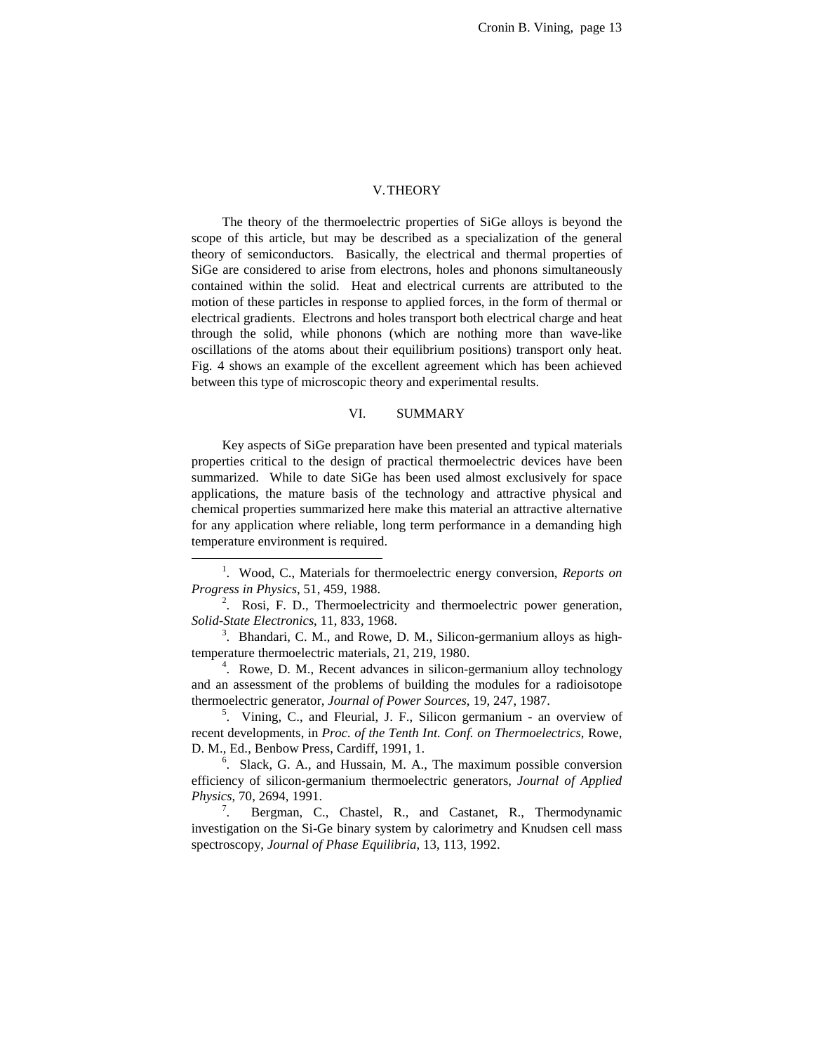## V. THEORY

The theory of the thermoelectric properties of SiGe alloys is beyond the scope of this article, but may be described as a specialization of the general theory of semiconductors. Basically, the electrical and thermal properties of SiGe are considered to arise from electrons, holes and phonons simultaneously contained within the solid. Heat and electrical currents are attributed to the motion of these particles in response to applied forces, in the form of thermal or electrical gradients. Electrons and holes transport both electrical charge and heat through the solid, while phonons (which are nothing more than wave-like oscillations of the atoms about their equilibrium positions) transport only heat. Fig. 4 shows an example of the excellent agreement which has been achieved between this type of microscopic theory and experimental results.

## VI. SUMMARY

Key aspects of SiGe preparation have been presented and typical materials properties critical to the design of practical thermoelectric devices have been summarized. While to date SiGe has been used almost exclusively for space applications, the mature basis of the technology and attractive physical and chemical properties summarized here make this material an attractive alternative for any application where reliable, long term performance in a demanding high temperature environment is required.

---

[1]. Wood, C., Materials for thermoelectric energy conversion, *Reports on Progress in Physics*, 51, 459, 1988.

[2]. Rosi, F. D., Thermoelectricity and thermoelectric power generation, *Solid-State Electronics*, 11, 833, 1968.

[3]. Bhandari, C. M., and Rowe, D. M., Silicon-germanium alloys as high-temperature thermoelectric materials, 21, 219, 1980.

[4]. Rowe, D. M., Recent advances in silicon-germanium alloy technology and an assessment of the problems of building the modules for a radioisotope thermoelectric generator, *Journal of Power Sources*, 19, 247, 1987.

[5]. Vining, C., and Fleurial, J. F., Silicon germanium - an overview of recent developments, in *Proc. of the Tenth Int. Conf. on Thermoelectrics*, Rowe, D. M., Ed., Benbow Press, Cardiff, 1991, 1.

[6]. Slack, G. A., and Hussain, M. A., The maximum possible conversion efficiency of silicon-germanium thermoelectric generators, *Journal of Applied Physics*, 70, 2694, 1991.

[7]. Bergman, C., Chastel, R., and Castanet, R., Thermodynamic investigation on the Si-Ge binary system by calorimetry and Knudsen cell mass spectroscopy, *Journal of Phase Equilibria*, 13, 113, 1992.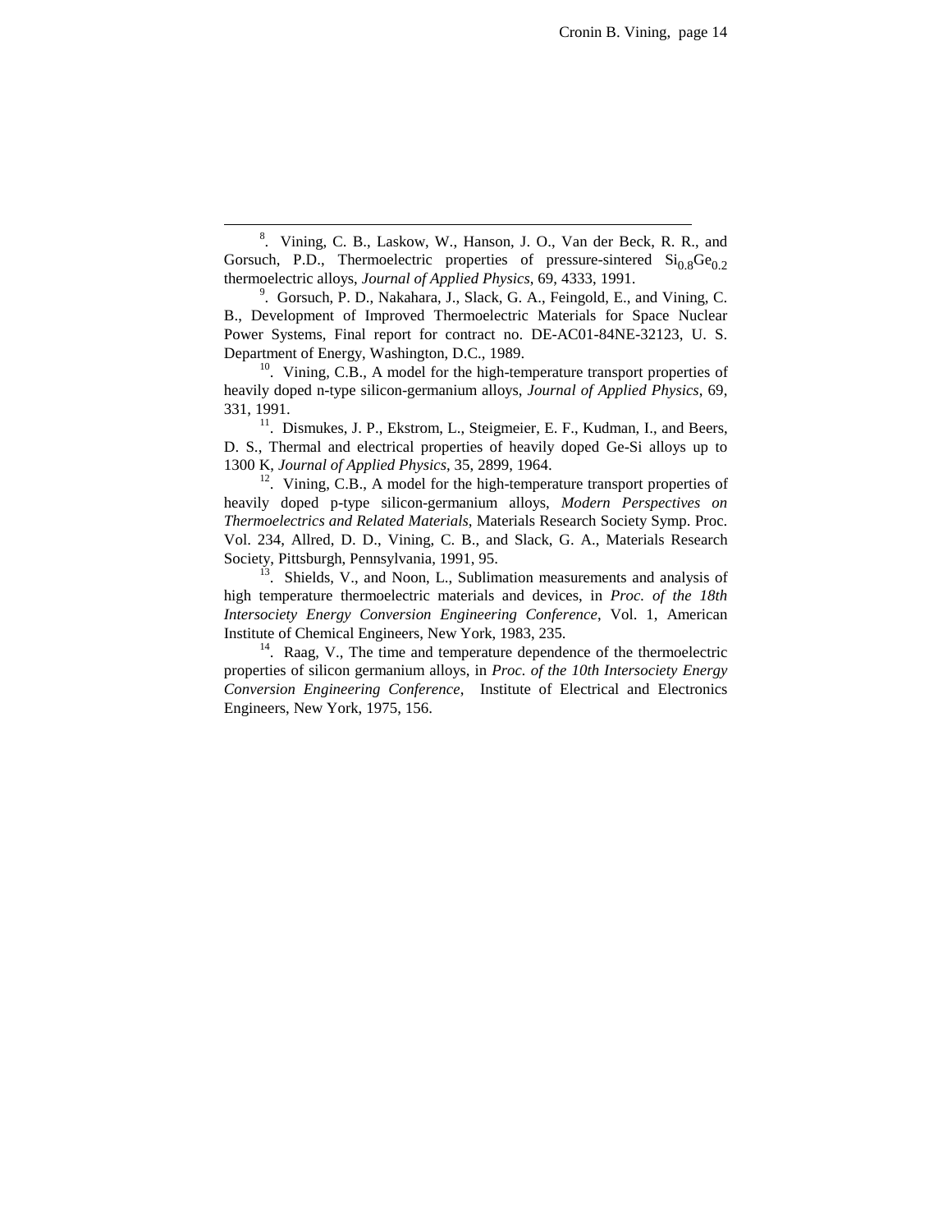[8]. Vining, C. B., Laskow, W., Hanson, J. O., Van der Beck, R. R., and Gorsuch, P.D., Thermoelectric properties of pressure-sintered $Si_{0.8}Ge_{0.2}$ thermoelectric alloys, *Journal of Applied Physics*, 69, 4333, 1991.

[9]. Gorsuch, P. D., Nakahara, J., Slack, G. A., Feingold, E., and Vining, C. B., Development of Improved Thermoelectric Materials for Space Nuclear Power Systems, Final report for contract no. DE-AC01-84NE-32123, U. S. Department of Energy, Washington, D.C., 1989.

[10]. Vining, C.B., A model for the high-temperature transport properties of heavily doped n-type silicon-germanium alloys, *Journal of Applied Physics*, 69, 331, 1991.

[11]. Dismukes, J. P., Ekstrom, L., Steigmeier, E. F., Kudman, I., and Beers, D. S., Thermal and electrical properties of heavily doped Ge-Si alloys up to 1300 K, *Journal of Applied Physics*, 35, 2899, 1964.

[12]. Vining, C.B., A model for the high-temperature transport properties of heavily doped p-type silicon-germanium alloys, *Modern Perspectives on Thermoelectrics and Related Materials*, Materials Research Society Symp. Proc. Vol. 234, Allred, D. D., Vining, C. B., and Slack, G. A., Materials Research Society, Pittsburgh, Pennsylvania, 1991, 95.

[13]. Shields, V., and Noon, L., Sublimation measurements and analysis of high temperature thermoelectric materials and devices, in *Proc. of the 18th Intersociety Energy Conversion Engineering Conference*, Vol. 1, American Institute of Chemical Engineers, New York, 1983, 235.

[14]. Raag, V., The time and temperature dependence of the thermoelectric properties of silicon germanium alloys, in *Proc. of the 10th Intersociety Energy Conversion Engineering Conference*, Institute of Electrical and Electronics Engineers, New York, 1975, 156.